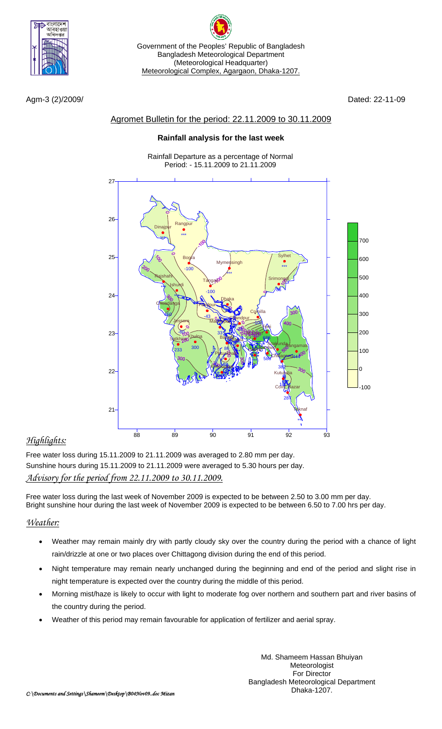Government of the Peoples' Republic of Bangladesh
Bangladesh Meteorological Department
(Meteorological Headquarter)
Meteorological Complex, Agargaon, Dhaka-1207.

Agm-3 (2)/2009/ Dated: 22-11-09

## Agromet Bulletin for the period: 22.11.2009 to 30.11.2009

### Rainfall analysis for the last week

Rainfall Departure as a percentage of Normal
Period: - 15.11.2009 to 21.11.2009

## *Highlights:*

Free water loss during 15.11.2009 to 21.11.2009 was averaged to 2.80 mm per day.
Sunshine hours during 15.11.2009 to 21.11.2009 were averaged to 5.30 hours per day.

## *Advisory for the period from 22.11.2009 to 30.11.2009.*

Free water loss during the last week of November 2009 is expected to be between 2.50 to 3.00 mm per day.
Bright sunshine hour during the last week of November 2009 is expected to be between 6.50 to 7.00 hrs per day.

## *Weather:*

- Weather may remain mainly dry with partly cloudy sky over the country during the period with a chance of light rain/drizzle at one or two places over Chittagong division during the end of this period.
- Night temperature may remain nearly unchanged during the beginning and end of the period and slight rise in night temperature is expected over the country during the middle of this period.
- Morning mist/haze is likely to occur with light to moderate fog over northern and southern part and river basins of the country during the period.
- Weather of this period may remain favourable for application of fertilizer and aerial spray.

Md. Shameem Hassan Bhuiyan
Meteorologist
For Director
Bangladesh Meteorological Department
Dhaka-1207.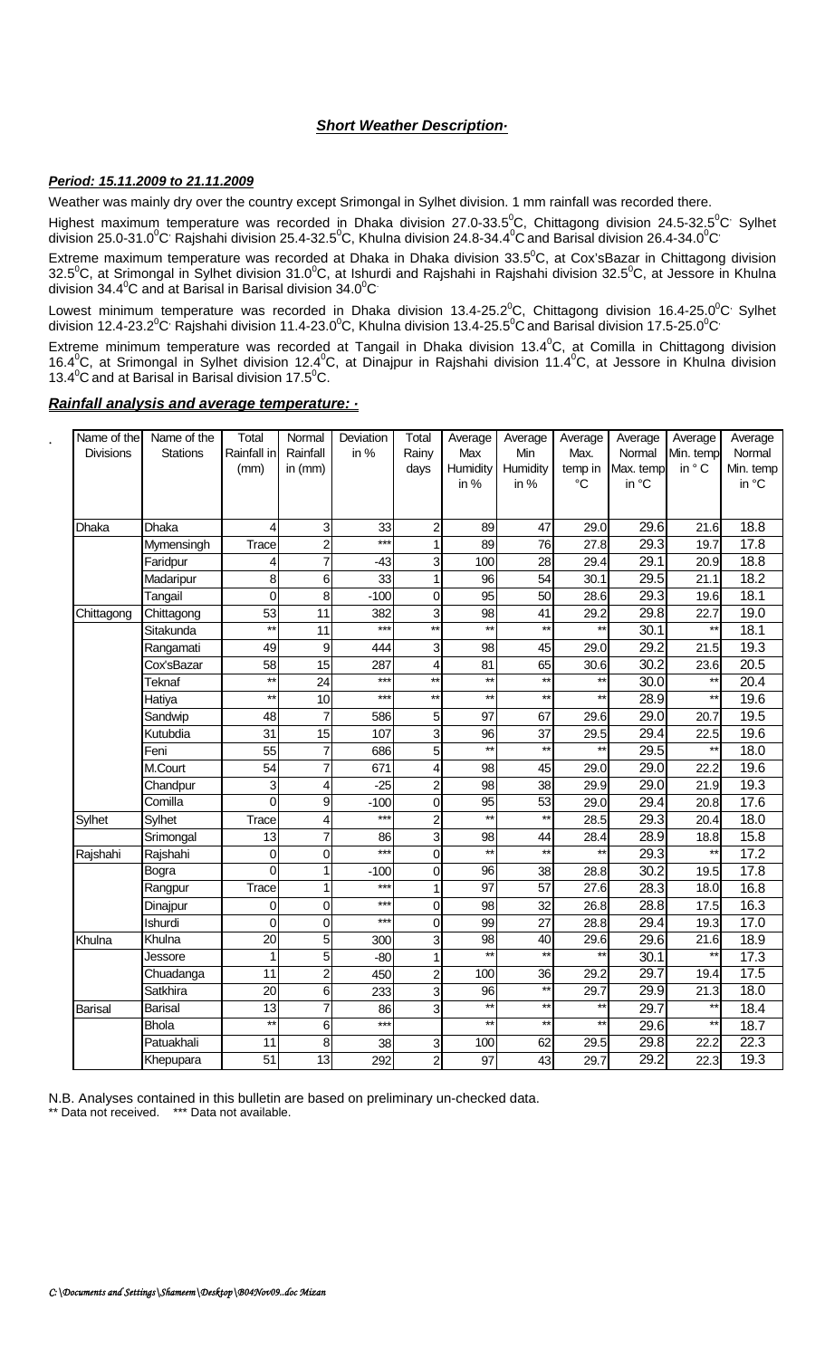## ***Short Weather Description·***

***Period: 15.11.2009 to 21.11.2009***

Weather was mainly dry over the country except Srimongal in Sylhet division. 1 mm rainfall was recorded there.

Highest maximum temperature was recorded in Dhaka division 27.0-33.5$^0$C, Chittagong division 24.5-32.5$^0$C Sylhet division 25.0-31.0$^0$C Rajshahi division 25.4-32.5$^0$C, Khulna division 24.8-34.4$^0$C and Barisal division 26.4-34.0$^0$C

Extreme maximum temperature was recorded at Dhaka in Dhaka division 33.5$^0$C, at Cox'sBazar in Chittagong division 32.5$^0$C, at Srimongal in Sylhet division 31.0$^0$C, at Ishurdi and Rajshahi in Rajshahi division 32.5$^0$C, at Jessore in Khulna division 34.4$^0$C and at Barisal in Barisal division 34.0$^0$C

Lowest minimum temperature was recorded in Dhaka division 13.4-25.2$^0$C, Chittagong division 16.4-25.0$^0$C Sylhet division 12.4-23.2$^0$C Rajshahi division 11.4-23.0$^0$C, Khulna division 13.4-25.5$^0$C and Barisal division 17.5-25.0$^0$C

Extreme minimum temperature was recorded at Tangail in Dhaka division 13.4$^0$C, at Comilla in Chittagong division 16.4$^0$C, at Srimongal in Sylhet division 12.4$^0$C, at Dinajpur in Rajshahi division 11.4$^0$C, at Jessore in Khulna division 13.4$^0$C and at Barisal in Barisal division 17.5$^0$C.

***Rainfall analysis and average temperature: ·***

| Name of the Divisions | Name of the Stations | Total Rainfall in (mm) | Normal Rainfall in (mm) | Deviation in % | Total Rainy days | Average Max Humidity in % | Average Min Humidity in % | Average Max. temp in °C | Average Normal Max. temp in °C | Average Min. temp in ° C | Average Normal Min. temp in °C |
|---|---|---|---|---|---|---|---|---|---|---|---|
| Dhaka | Dhaka | 4 | 3 | 33 | 2 | 89 | 47 | 29.0 | 29.6 | 21.6 | 18.8 |
| | Mymensingh | Trace | 2 | *** | 1 | 89 | 76 | 27.8 | 29.3 | 19.7 | 17.8 |
| | Faridpur | 4 | 7 | -43 | 3 | 100 | 28 | 29.4 | 29.1 | 20.9 | 18.8 |
| | Madaripur | 8 | 6 | 33 | 1 | 96 | 54 | 30.1 | 29.5 | 21.1 | 18.2 |
| | Tangail | 0 | 8 | -100 | 0 | 95 | 50 | 28.6 | 29.3 | 19.6 | 18.1 |
| Chittagong | Chittagong | 53 | 11 | 382 | 3 | 98 | 41 | 29.2 | 29.8 | 22.7 | 19.0 |
| | Sitakunda | ** | 11 | *** | ** | ** | ** | ** | 30.1 | ** | 18.1 |
| | Rangamati | 49 | 9 | 444 | 3 | 98 | 45 | 29.0 | 29.2 | 21.5 | 19.3 |
| | Cox'sBazar | 58 | 15 | 287 | 4 | 81 | 65 | 30.6 | 30.2 | 23.6 | 20.5 |
| | Teknaf | ** | 24 | *** | ** | ** | ** | ** | 30.0 | ** | 20.4 |
| | Hatiya | ** | 10 | *** | ** | ** | ** | ** | 28.9 | ** | 19.6 |
| | Sandwip | 48 | 7 | 586 | 5 | 97 | 67 | 29.6 | 29.0 | 20.7 | 19.5 |
| | Kutubdia | 31 | 15 | 107 | 3 | 96 | 37 | 29.5 | 29.4 | 22.5 | 19.6 |
| | Feni | 55 | 7 | 686 | 5 | ** | ** | ** | 29.5 | ** | 18.0 |
| | M.Court | 54 | 7 | 671 | 4 | 98 | 45 | 29.0 | 29.0 | 22.2 | 19.6 |
| | Chandpur | 3 | 4 | -25 | 2 | 98 | 38 | 29.9 | 29.0 | 21.9 | 19.3 |
| | Comilla | 0 | 9 | -100 | 0 | 95 | 53 | 29.0 | 29.4 | 20.8 | 17.6 |
| Sylhet | Sylhet | Trace | 4 | *** | 2 | ** | ** | 28.5 | 29.3 | 20.4 | 18.0 |
| | Srimongal | 13 | 7 | 86 | 3 | 98 | 44 | 28.4 | 28.9 | 18.8 | 15.8 |
| Rajshahi | Rajshahi | 0 | 0 | *** | 0 | ** | ** | ** | 29.3 | ** | 17.2 |
| | Bogra | 0 | 1 | -100 | 0 | 96 | 38 | 28.8 | 30.2 | 19.5 | 17.8 |
| | Rangpur | Trace | 1 | *** | 1 | 97 | 57 | 27.6 | 28.3 | 18.0 | 16.8 |
| | Dinajpur | 0 | 0 | *** | 0 | 98 | 32 | 26.8 | 28.8 | 17.5 | 16.3 |
| | Ishurdi | 0 | 0 | *** | 0 | 99 | 27 | 28.8 | 29.4 | 19.3 | 17.0 |
| Khulna | Khulna | 20 | 5 | 300 | 3 | 98 | 40 | 29.6 | 29.6 | 21.6 | 18.9 |
| | Jessore | 1 | 5 | -80 | 1 | ** | ** | ** | 30.1 | ** | 17.3 |
| | Chuadanga | 11 | 2 | 450 | 2 | 100 | 36 | 29.2 | 29.7 | 19.4 | 17.5 |
| | Satkhira | 20 | 6 | 233 | 3 | 96 | ** | 29.7 | 29.9 | 21.3 | 18.0 |
| Barisal | Barisal | 13 | 7 | 86 | 3 | ** | ** | ** | 29.7 | ** | 18.4 |
| | Bhola | ** | 6 | *** | | ** | ** | ** | 29.6 | ** | 18.7 |
| | Patuakhali | 11 | 8 | 38 | 3 | 100 | 62 | 29.5 | 29.8 | 22.2 | 22.3 |
| | Khepupara | 51 | 13 | 292 | 2 | 97 | 43 | 29.7 | 29.2 | 22.3 | 19.3 |

N.B. Analyses contained in this bulletin are based on preliminary un-checked data.
** Data not received. *** Data not available.

*C:\Documents and Settings\Shameem\Desktop\B04Nov09..doc Mizan*